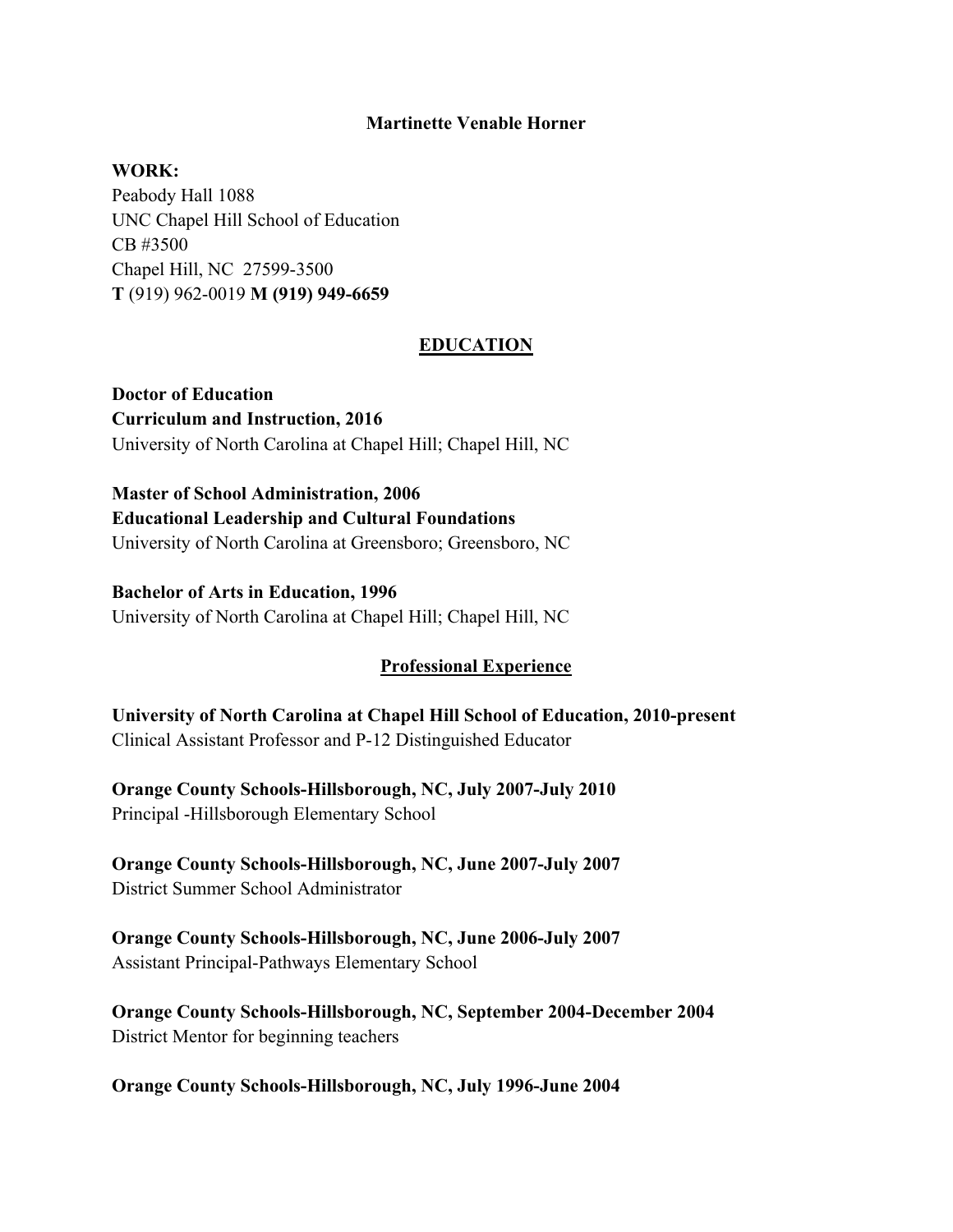**Martinette Venable Horner**

**WORK:**
Peabody Hall 1088
UNC Chapel Hill School of Education
CB #3500
Chapel Hill, NC  27599-3500
**T** (919) 962-0019 **M (919) 949-6659**

## EDUCATION

**Doctor of Education**
**Curriculum and Instruction, 2016**
University of North Carolina at Chapel Hill; Chapel Hill, NC

**Master of School Administration, 2006**
**Educational Leadership and Cultural Foundations**
University of North Carolina at Greensboro; Greensboro, NC

**Bachelor of Arts in Education, 1996**
University of North Carolina at Chapel Hill; Chapel Hill, NC

## Professional Experience

**University of North Carolina at Chapel Hill School of Education, 2010-present**
Clinical Assistant Professor and P-12 Distinguished Educator

**Orange County Schools-Hillsborough, NC, July 2007-July 2010**
Principal -Hillsborough Elementary School

**Orange County Schools-Hillsborough, NC, June 2007-July 2007**
District Summer School Administrator

**Orange County Schools-Hillsborough, NC, June 2006-July 2007**
Assistant Principal-Pathways Elementary School

**Orange County Schools-Hillsborough, NC, September 2004-December 2004**
District Mentor for beginning teachers

**Orange County Schools-Hillsborough, NC, July 1996-June 2004**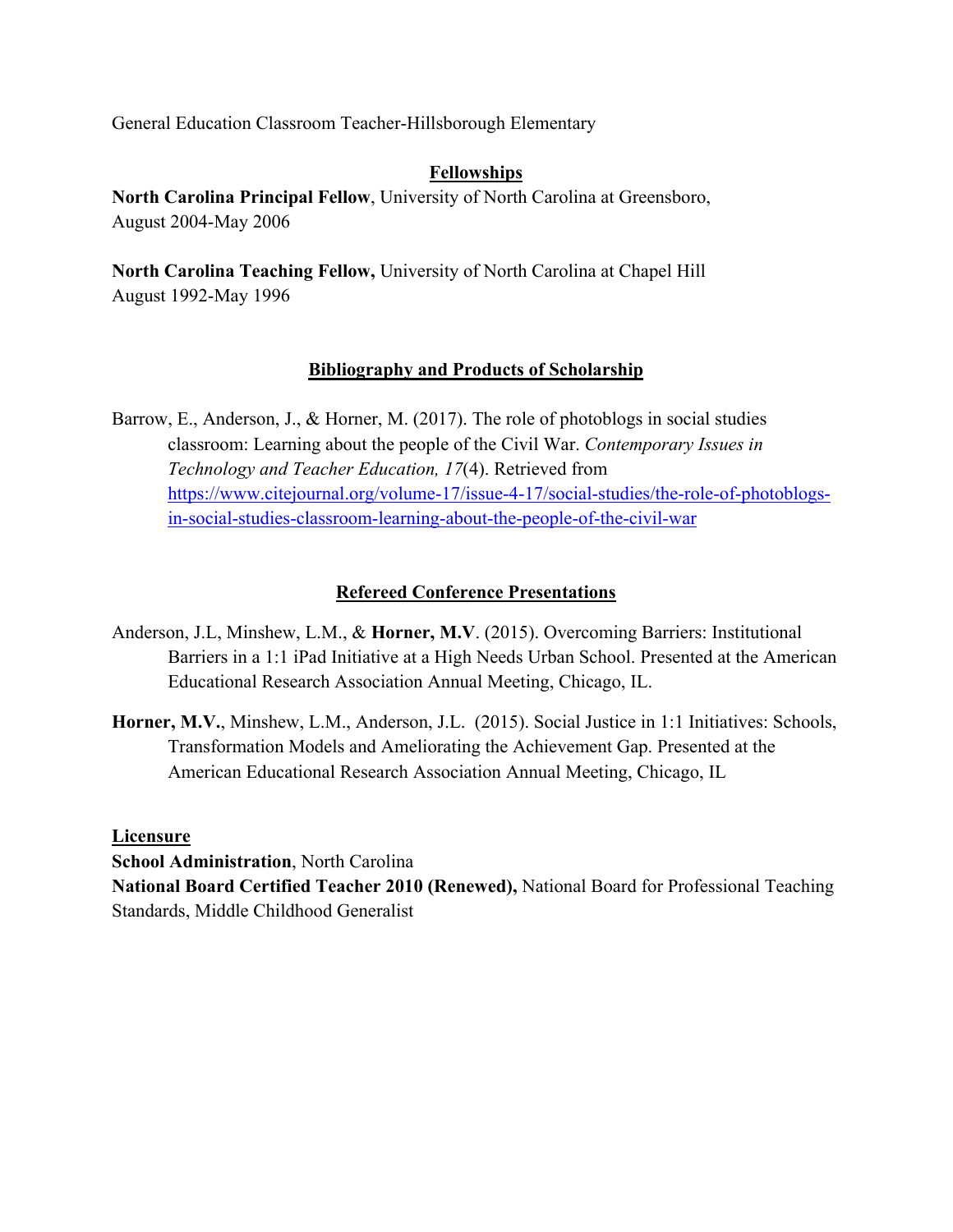General Education Classroom Teacher-Hillsborough Elementary

## Fellowships

**North Carolina Principal Fellow**, University of North Carolina at Greensboro, August 2004-May 2006

**North Carolina Teaching Fellow,** University of North Carolina at Chapel Hill August 1992-May 1996

## Bibliography and Products of Scholarship

Barrow, E., Anderson, J., & Horner, M. (2017). The role of photoblogs in social studies classroom: Learning about the people of the Civil War. *Contemporary Issues in Technology and Teacher Education, 17*(4). Retrieved from https://www.citejournal.org/volume-17/issue-4-17/social-studies/the-role-of-photoblogs-in-social-studies-classroom-learning-about-the-people-of-the-civil-war

## Refereed Conference Presentations

Anderson, J.L, Minshew, L.M., & **Horner, M.V**. (2015). Overcoming Barriers: Institutional Barriers in a 1:1 iPad Initiative at a High Needs Urban School. Presented at the American Educational Research Association Annual Meeting, Chicago, IL.

**Horner, M.V.**, Minshew, L.M., Anderson, J.L. (2015). Social Justice in 1:1 Initiatives: Schools, Transformation Models and Ameliorating the Achievement Gap. Presented at the American Educational Research Association Annual Meeting, Chicago, IL

## Licensure

**School Administration**, North Carolina

**National Board Certified Teacher 2010 (Renewed),** National Board for Professional Teaching Standards, Middle Childhood Generalist